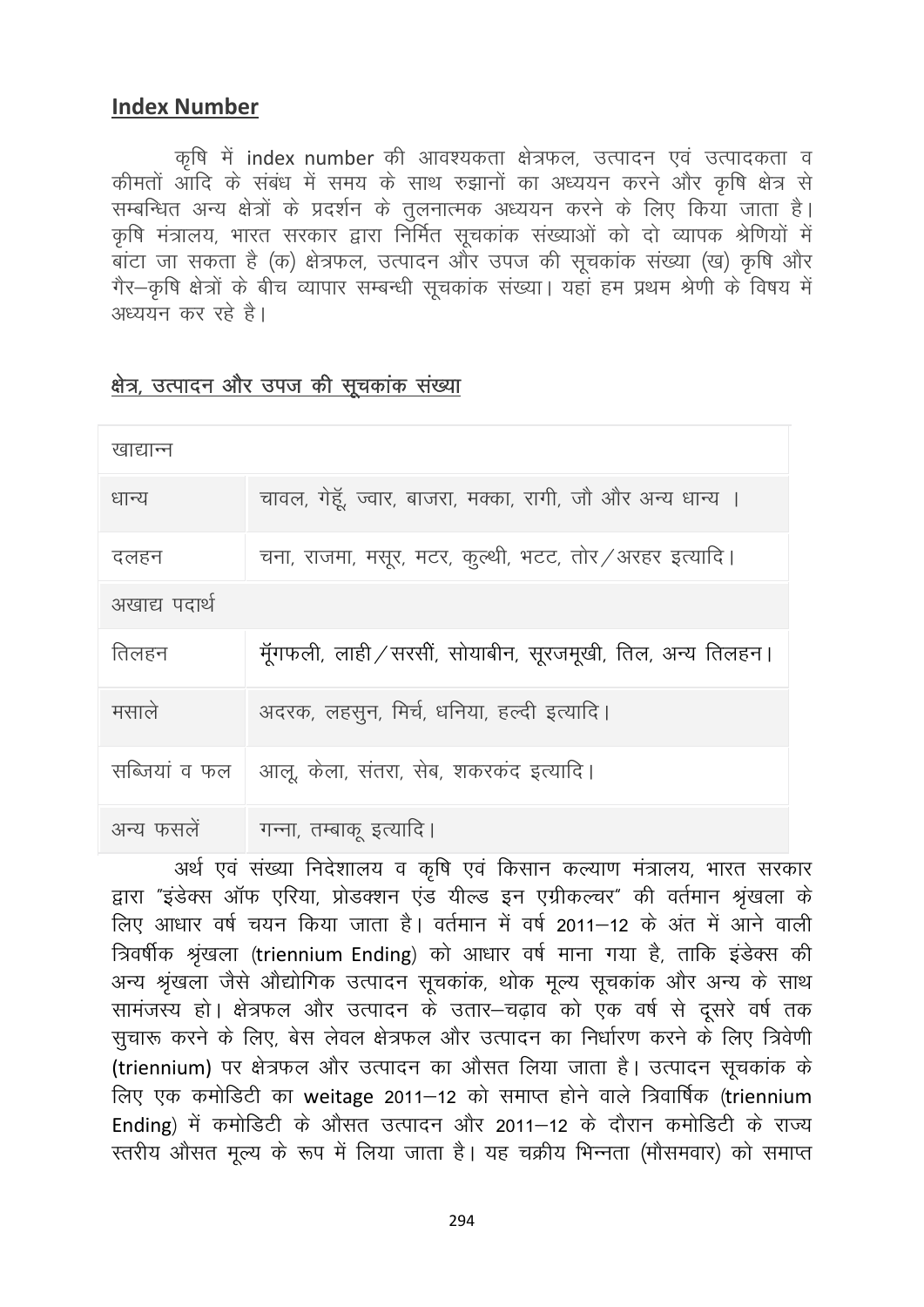## Index Number

कृषि में index number की आवश्यकता क्षेत्रफल, उत्पादन एवं उत्पादकता व कीमतों आदि के संबंध में समय के साथ रुझानों का अध्ययन करने और कृषि क्षेत्र से सम्बन्धित अन्य क्षेत्रों के प्रदर्शन के तुलनात्मक अध्ययन करने के लिए किया जाता है। कृषि मंत्रालय, भारत सरकार द्वारा निर्मित सूचकांक संख्याओं को दो व्यापक श्रेणियों में बांटा जा सकता है (क) क्षेत्रफल, उत्पादन और उपज की सूचकांक संख्या (ख) कृषि और गैर–कृषि क्षेत्रों के बीच व्यापार सम्बन्धी सूचकांक संख्या। यहां हम प्रथम श्रेणी के विषय में अध्ययन कर रहे है।

### क्षेत्र, उत्पादन और उपज की सूचकांक संख्या

| खाद्यान्न | |
|---|---|
| धान्य | चावल, गेहूँ, ज्वार, बाजरा, मक्का, रागी, जौ और अन्य धान्य । |
| दलहन | चना, राजमा, मसूर, मटर, कुल्थी, भटट, तोर/अरहर इत्यादि। |
| अखाद्य पदार्थ | |
| तिलहन | मूँगफली, लाही/सरसीं, सोयाबीन, सूरजमूखी, तिल, अन्य तिलहन। |
| मसाले | अदरक, लहसुन, मिर्च, धनिया, हल्दी इत्यादि। |
| सब्जियां व फल | आलू, केला, संतरा, सेब, शकरकंद इत्यादि। |
| अन्य फसलें | गन्ना, तम्बाकू इत्यादि। |

अर्थ एवं संख्या निदेशालय व कृषि एवं किसान कल्याण मंत्रालय, भारत सरकार द्वारा "इंडेक्स ऑफ एरिया, प्रोडक्शन एंड यील्ड इन एग्रीकल्चर" की वर्तमान श्रृंखला के लिए आधार वर्ष चयन किया जाता है। वर्तमान में वर्ष 2011–12 के अंत में आने वाली त्रिवर्षीक श्रृंखला (triennium Ending) को आधार वर्ष माना गया है, ताकि इंडेक्स की अन्य श्रृंखला जैसे औद्योगिक उत्पादन सूचकांक, थोक मूल्य सूचकांक और अन्य के साथ सामंजस्य हो। क्षेत्रफल और उत्पादन के उतार–चढ़ाव को एक वर्ष से दूसरे वर्ष तक सुचारू करने के लिए, बेस लेवल क्षेत्रफल और उत्पादन का निर्धारण करने के लिए त्रिवेणी (triennium) पर क्षेत्रफल और उत्पादन का औसत लिया जाता है। उत्पादन सूचकांक के लिए एक कमोडिटी का weitage 2011–12 को समाप्त होने वाले त्रिवार्षिक (triennium Ending) में कमोडिटी के औसत उत्पादन और 2011–12 के दौरान कमोडिटी के राज्य स्तरीय औसत मूल्य के रूप में लिया जाता है। यह चक्रीय भिन्नता (मौसमवार) को समाप्त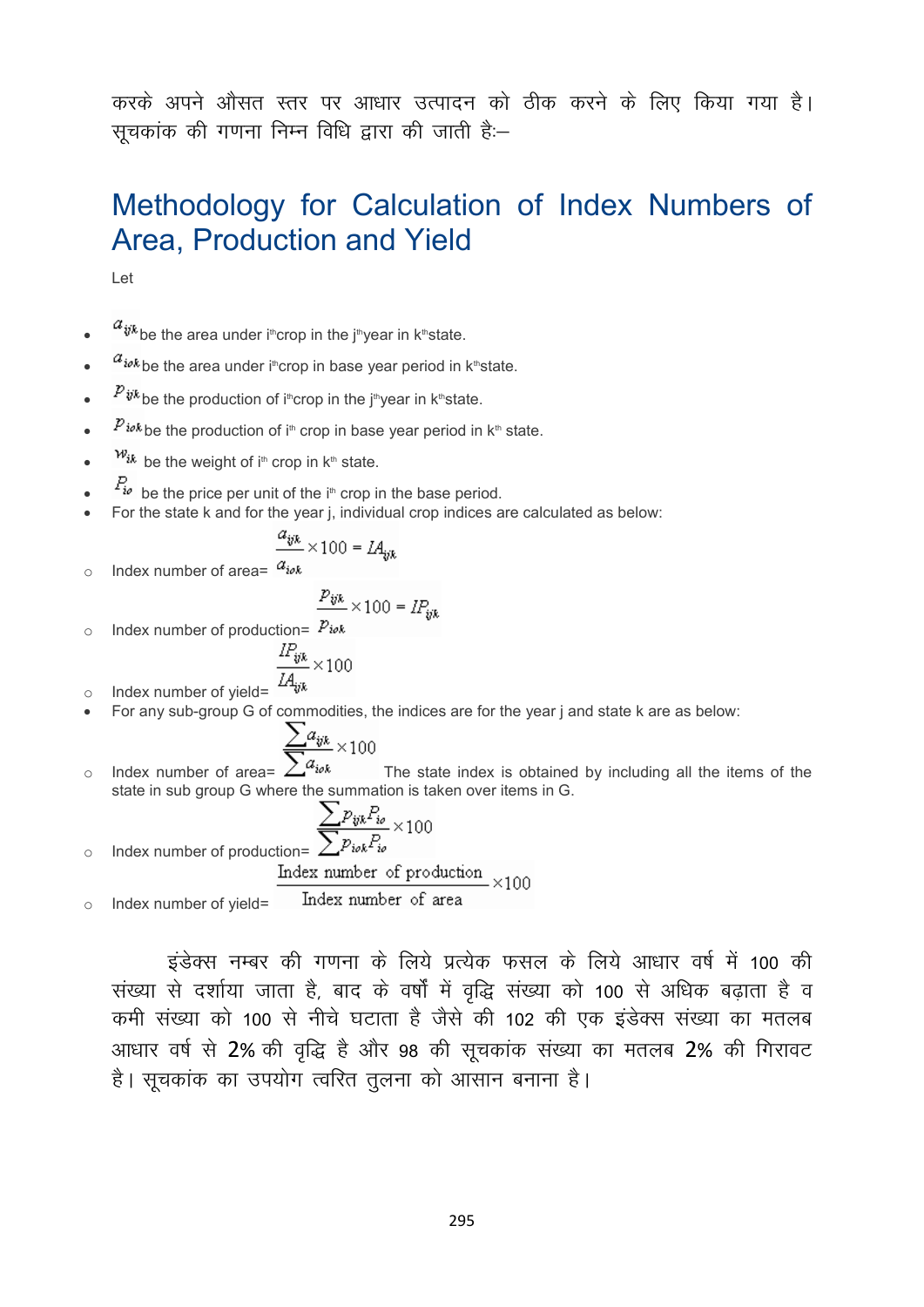करके अपने औसत स्तर पर आधार उत्पादन को ठीक करने के लिए किया गया है। सूचकांक की गणना निम्न विधि द्वारा की जाती है:–

# Methodology for Calculation of Index Numbers of Area, Production and Yield

Let

- $a_{ijk}$ be the area under i[th] crop in the j[th] year in k[th] state.
- $a_{iok}$ be the area under i[th] crop in base year period in k[th] state.
- $p_{ijk}$ be the production of i[th] crop in the j[th] year in k[th] state.
- $p_{iok}$ be the production of i[th] crop in base year period in k[th] state.
- $w_{ik}$ be the weight of i[th] crop in k[th] state.
- $P_{io}$ be the price per unit of the i[th] crop in the base period.
- For the state k and for the year j, individual crop indices are calculated as below:
  - Index number of area= $\dfrac{a_{ijk}}{a_{iok}} \times 100 = IA_{ijk}$
  - Index number of production= $\dfrac{p_{ijk}}{p_{iok}} \times 100 = IP_{ijk}$
  - Index number of yield= $\dfrac{IP_{ijk}}{IA_{ijk}} \times 100$
- For any sub-group G of commodities, the indices are for the year j and state k are as below:
  - Index number of area= $\dfrac{\sum a_{ijk}}{\sum a_{iok}} \times 100$ The state index is obtained by including all the items of the state in sub group G where the summation is taken over items in G.
  - Index number of production= $\dfrac{\sum p_{ijk} P_{io}}{\sum p_{iok} P_{io}} \times 100$
  - Index number of yield= $\dfrac{\text{Index number of production}}{\text{Index number of area}} \times 100$

इंडेक्स नम्बर की गणना के लिये प्रत्येक फसल के लिये आधार वर्ष में 100 की संख्या से दर्शाया जाता है, बाद के वर्षों में वृद्धि संख्या को 100 से अधिक बढ़ाता है व कमी संख्या को 100 से नीचे घटाता है जैसे की 102 की एक इंडेक्स संख्या का मतलब आधार वर्ष से 2% की वृद्धि है और 98 की सूचकांक संख्या का मतलब 2% की गिरावट है। सूचकांक का उपयोग त्वरित तुलना को आसान बनाना है।